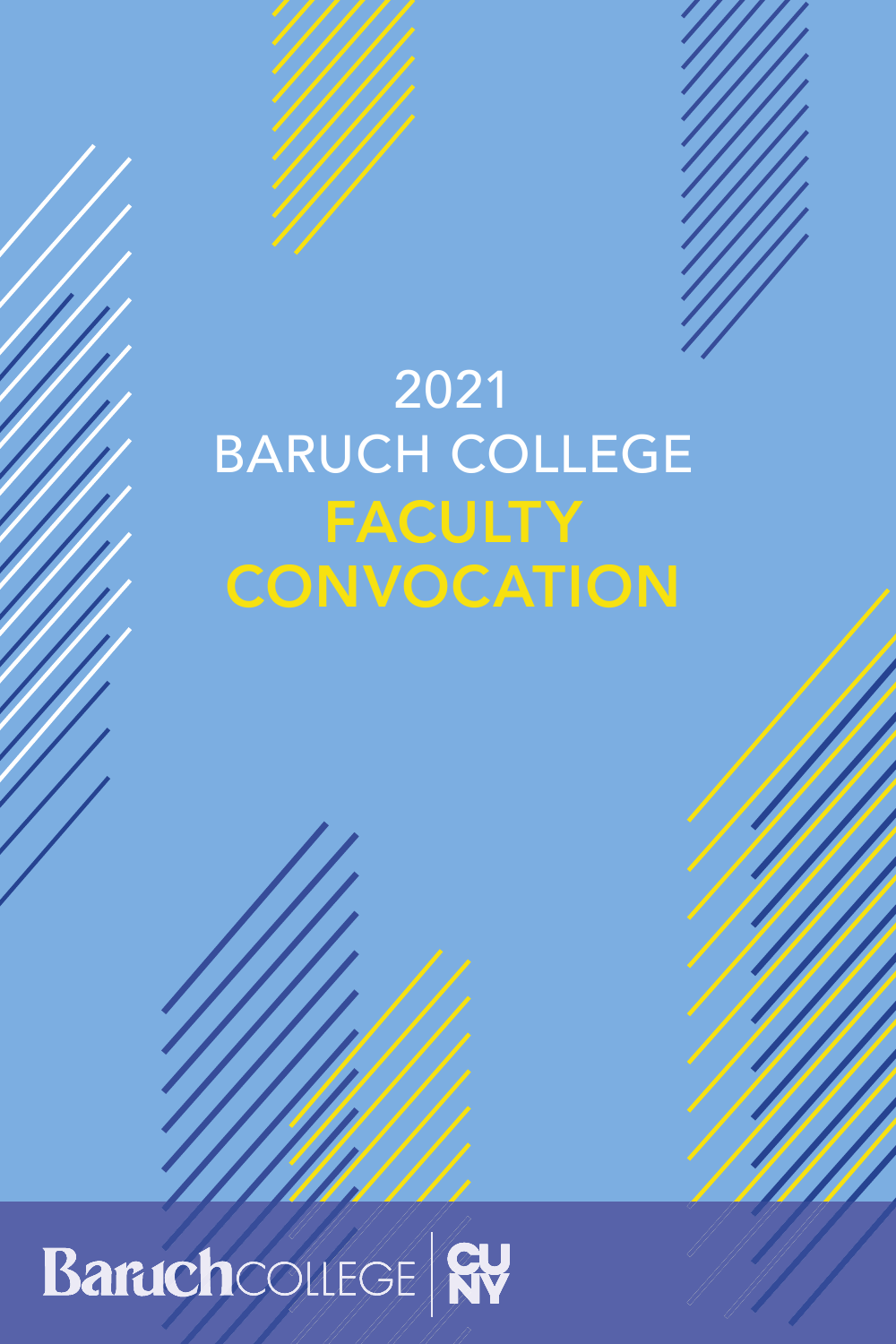# 2021 BARUCH COLLEGE FACULTY CONVOCATION

Baruch COLLEGE | CUNY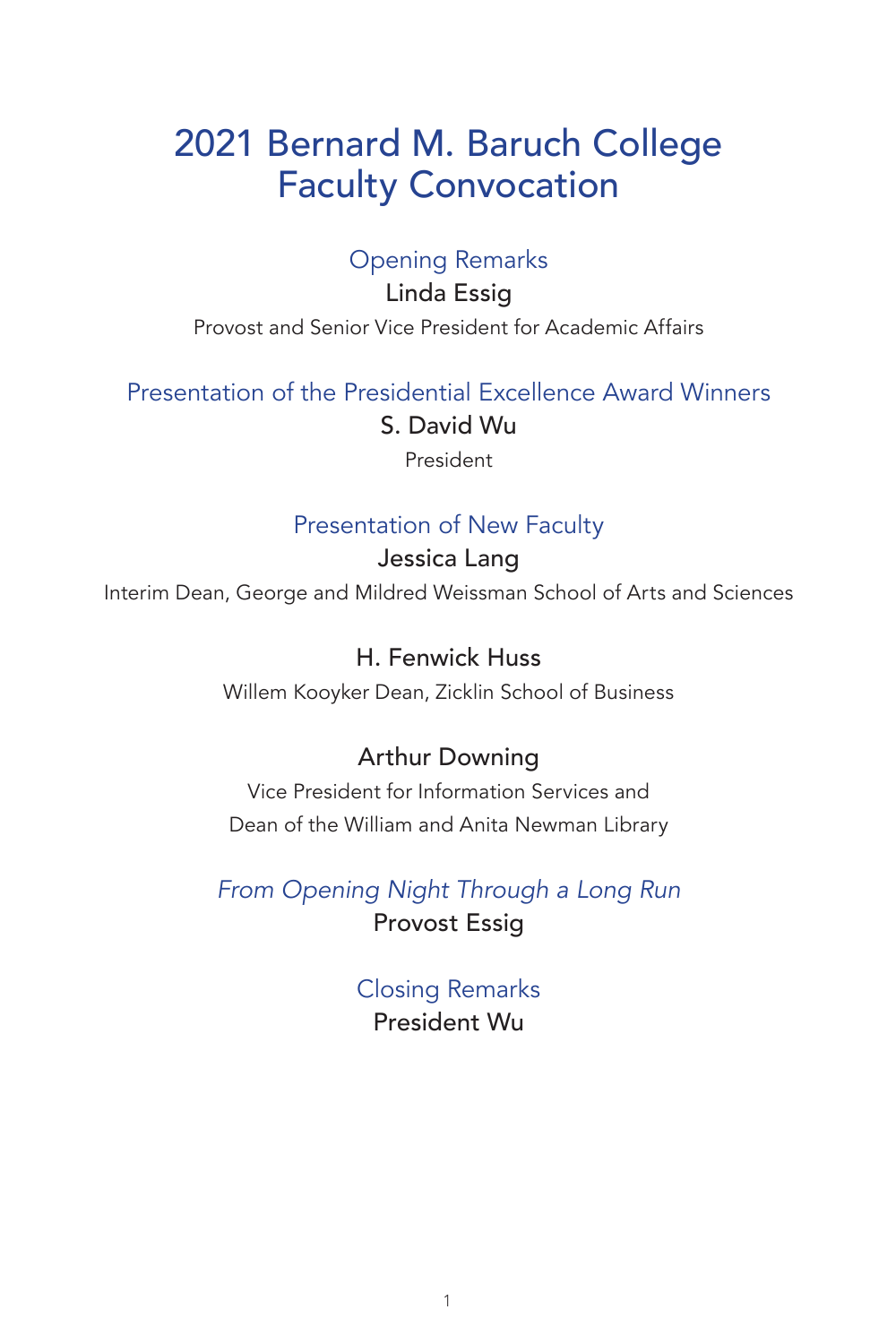# 2021 Bernard M. Baruch College Faculty Convocation

## Opening Remarks

**Linda Essig**

Provost and Senior Vice President for Academic Affairs

## Presentation of the Presidential Excellence Award Winners

**S. David Wu**

President

## Presentation of New Faculty

**Jessica Lang**

Interim Dean, George and Mildred Weissman School of Arts and Sciences

**H. Fenwick Huss**

Willem Kooyker Dean, Zicklin School of Business

**Arthur Downing**

Vice President for Information Services and
Dean of the William and Anita Newman Library

## *From Opening Night Through a Long Run*

**Provost Essig**

## Closing Remarks

**President Wu**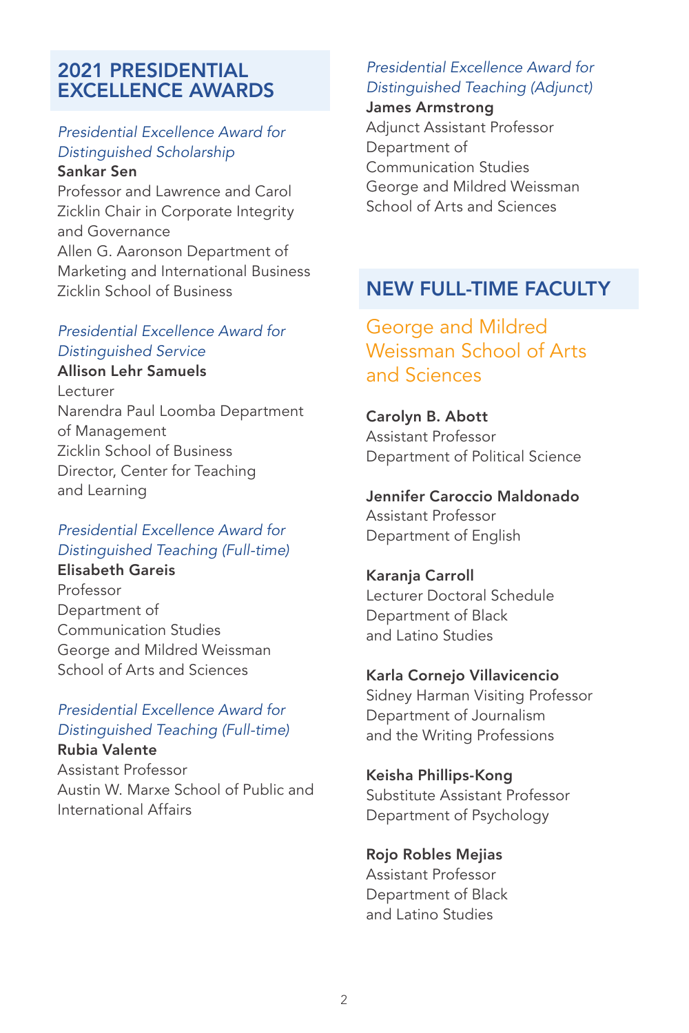## 2021 PRESIDENTIAL EXCELLENCE AWARDS

*Presidential Excellence Award for Distinguished Scholarship*
**Sankar Sen**
Professor and Lawrence and Carol Zicklin Chair in Corporate Integrity and Governance
Allen G. Aaronson Department of Marketing and International Business
Zicklin School of Business

*Presidential Excellence Award for Distinguished Service*
**Allison Lehr Samuels**
Lecturer
Narendra Paul Loomba Department of Management
Zicklin School of Business
Director, Center for Teaching and Learning

*Presidential Excellence Award for Distinguished Teaching (Full-time)*
**Elisabeth Gareis**
Professor
Department of Communication Studies
George and Mildred Weissman School of Arts and Sciences

*Presidential Excellence Award for Distinguished Teaching (Full-time)*
**Rubia Valente**
Assistant Professor
Austin W. Marxe School of Public and International Affairs

*Presidential Excellence Award for Distinguished Teaching (Adjunct)*
**James Armstrong**
Adjunct Assistant Professor
Department of Communication Studies
George and Mildred Weissman School of Arts and Sciences

## NEW FULL-TIME FACULTY

### George and Mildred Weissman School of Arts and Sciences

**Carolyn B. Abott**
Assistant Professor
Department of Political Science

**Jennifer Caroccio Maldonado**
Assistant Professor
Department of English

**Karanja Carroll**
Lecturer Doctoral Schedule
Department of Black and Latino Studies

**Karla Cornejo Villavicencio**
Sidney Harman Visiting Professor
Department of Journalism and the Writing Professions

**Keisha Phillips-Kong**
Substitute Assistant Professor
Department of Psychology

**Rojo Robles Mejias**
Assistant Professor
Department of Black and Latino Studies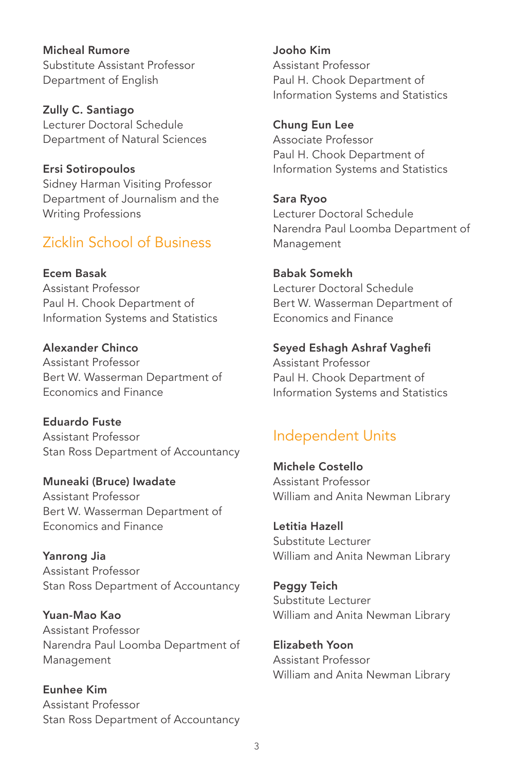**Micheal Rumore**
Substitute Assistant Professor
Department of English

**Zully C. Santiago**
Lecturer Doctoral Schedule
Department of Natural Sciences

**Ersi Sotiropoulos**
Sidney Harman Visiting Professor
Department of Journalism and the Writing Professions

## Zicklin School of Business

**Ecem Basak**
Assistant Professor
Paul H. Chook Department of Information Systems and Statistics

**Alexander Chinco**
Assistant Professor
Bert W. Wasserman Department of Economics and Finance

**Eduardo Fuste**
Assistant Professor
Stan Ross Department of Accountancy

**Muneaki (Bruce) Iwadate**
Assistant Professor
Bert W. Wasserman Department of Economics and Finance

**Yanrong Jia**
Assistant Professor
Stan Ross Department of Accountancy

**Yuan-Mao Kao**
Assistant Professor
Narendra Paul Loomba Department of Management

**Eunhee Kim**
Assistant Professor
Stan Ross Department of Accountancy

**Jooho Kim**
Assistant Professor
Paul H. Chook Department of Information Systems and Statistics

**Chung Eun Lee**
Associate Professor
Paul H. Chook Department of Information Systems and Statistics

**Sara Ryoo**
Lecturer Doctoral Schedule
Narendra Paul Loomba Department of Management

**Babak Somekh**
Lecturer Doctoral Schedule
Bert W. Wasserman Department of Economics and Finance

**Seyed Eshagh Ashraf Vaghefi**
Assistant Professor
Paul H. Chook Department of Information Systems and Statistics

## Independent Units

**Michele Costello**
Assistant Professor
William and Anita Newman Library

**Letitia Hazell**
Substitute Lecturer
William and Anita Newman Library

**Peggy Teich**
Substitute Lecturer
William and Anita Newman Library

**Elizabeth Yoon**
Assistant Professor
William and Anita Newman Library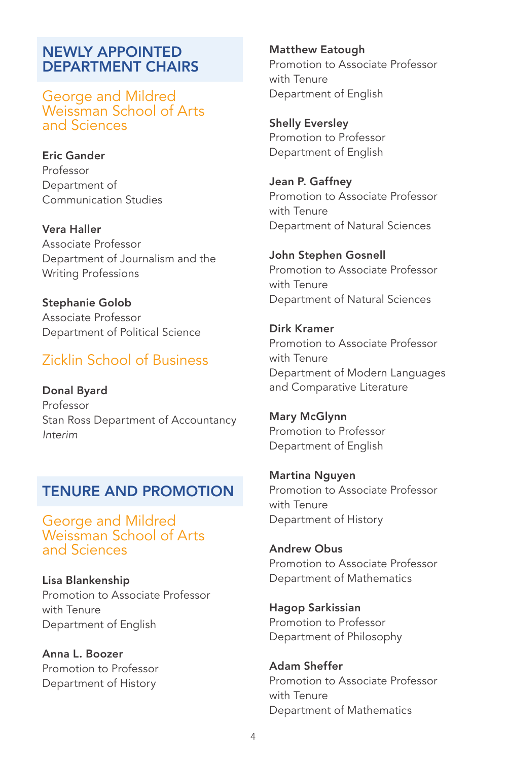## NEWLY APPOINTED DEPARTMENT CHAIRS

### George and Mildred Weissman School of Arts and Sciences

**Eric Gander**
Professor
Department of Communication Studies

**Vera Haller**
Associate Professor
Department of Journalism and the Writing Professions

**Stephanie Golob**
Associate Professor
Department of Political Science

### Zicklin School of Business

**Donal Byard**
Professor
Stan Ross Department of Accountancy
*Interim*

## TENURE AND PROMOTION

### George and Mildred Weissman School of Arts and Sciences

**Lisa Blankenship**
Promotion to Associate Professor with Tenure
Department of English

**Anna L. Boozer**
Promotion to Professor
Department of History

**Matthew Eatough**
Promotion to Associate Professor with Tenure
Department of English

**Shelly Eversley**
Promotion to Professor
Department of English

**Jean P. Gaffney**
Promotion to Associate Professor with Tenure
Department of Natural Sciences

**John Stephen Gosnell**
Promotion to Associate Professor with Tenure
Department of Natural Sciences

**Dirk Kramer**
Promotion to Associate Professor with Tenure
Department of Modern Languages and Comparative Literature

**Mary McGlynn**
Promotion to Professor
Department of English

**Martina Nguyen**
Promotion to Associate Professor with Tenure
Department of History

**Andrew Obus**
Promotion to Associate Professor
Department of Mathematics

**Hagop Sarkissian**
Promotion to Professor
Department of Philosophy

**Adam Sheffer**
Promotion to Associate Professor with Tenure
Department of Mathematics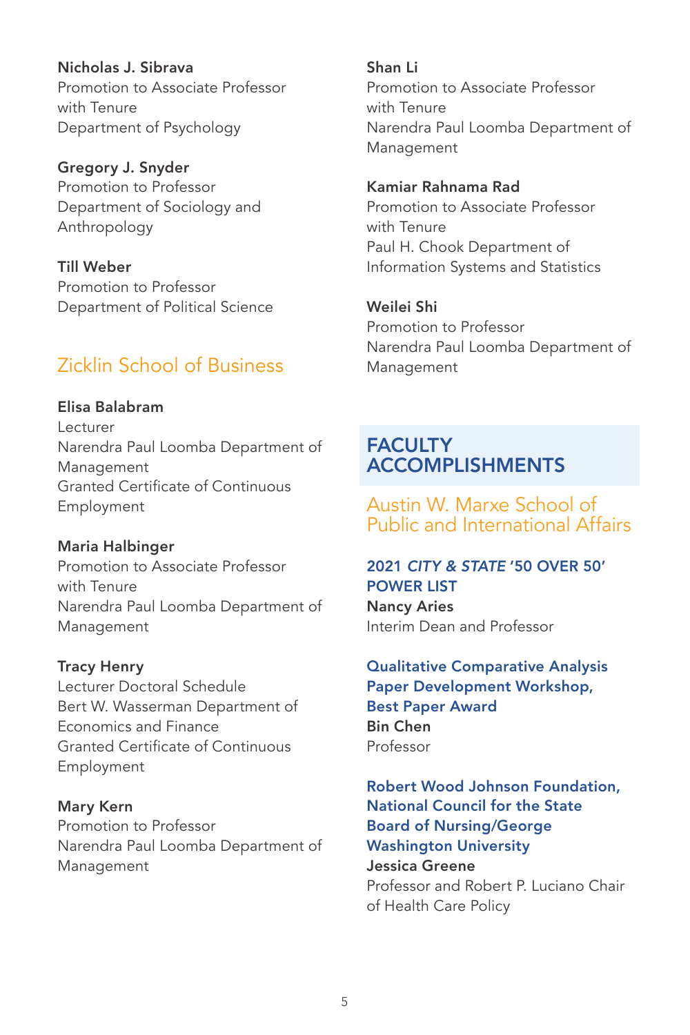**Nicholas J. Sibrava**
Promotion to Associate Professor with Tenure
Department of Psychology

**Gregory J. Snyder**
Promotion to Professor
Department of Sociology and Anthropology

**Till Weber**
Promotion to Professor
Department of Political Science

## Zicklin School of Business

**Elisa Balabram**
Lecturer
Narendra Paul Loomba Department of Management
Granted Certificate of Continuous Employment

**Maria Halbinger**
Promotion to Associate Professor with Tenure
Narendra Paul Loomba Department of Management

**Tracy Henry**
Lecturer Doctoral Schedule
Bert W. Wasserman Department of Economics and Finance
Granted Certificate of Continuous Employment

**Mary Kern**
Promotion to Professor
Narendra Paul Loomba Department of Management

**Shan Li**
Promotion to Associate Professor with Tenure
Narendra Paul Loomba Department of Management

**Kamiar Rahnama Rad**
Promotion to Associate Professor with Tenure
Paul H. Chook Department of Information Systems and Statistics

**Weilei Shi**
Promotion to Professor
Narendra Paul Loomba Department of Management

# FACULTY ACCOMPLISHMENTS

## Austin W. Marxe School of Public and International Affairs

### 2021 *CITY & STATE* '50 OVER 50' POWER LIST

**Nancy Aries**
Interim Dean and Professor

### Qualitative Comparative Analysis Paper Development Workshop, Best Paper Award

**Bin Chen**
Professor

### Robert Wood Johnson Foundation, National Council for the State Board of Nursing/George Washington University

**Jessica Greene**
Professor and Robert P. Luciano Chair of Health Care Policy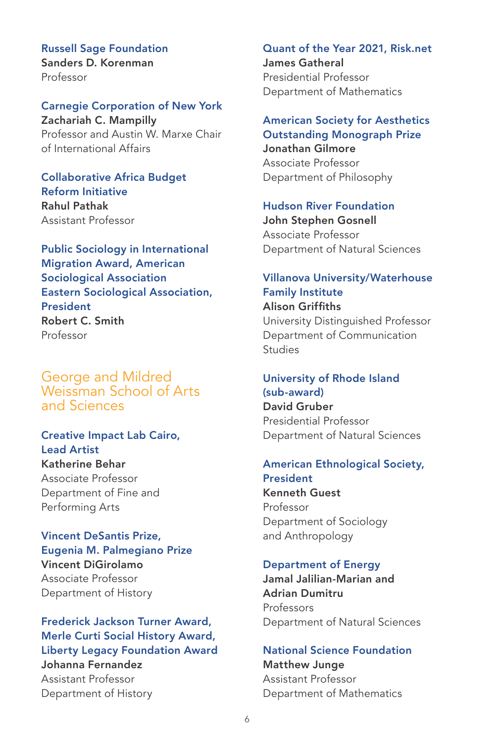**Russell Sage Foundation**
**Sanders D. Korenman**
Professor

**Carnegie Corporation of New York**
**Zachariah C. Mampilly**
Professor and Austin W. Marxe Chair of International Affairs

**Collaborative Africa Budget Reform Initiative**
**Rahul Pathak**
Assistant Professor

**Public Sociology in International Migration Award, American Sociological Association**
**Eastern Sociological Association, President**
**Robert C. Smith**
Professor

## George and Mildred Weissman School of Arts and Sciences

**Creative Impact Lab Cairo, Lead Artist**
**Katherine Behar**
Associate Professor
Department of Fine and Performing Arts

**Vincent DeSantis Prize, Eugenia M. Palmegiano Prize**
**Vincent DiGirolamo**
Associate Professor
Department of History

**Frederick Jackson Turner Award, Merle Curti Social History Award, Liberty Legacy Foundation Award**
**Johanna Fernandez**
Assistant Professor
Department of History

**Quant of the Year 2021, Risk.net**
**James Gatheral**
Presidential Professor
Department of Mathematics

**American Society for Aesthetics Outstanding Monograph Prize**
**Jonathan Gilmore**
Associate Professor
Department of Philosophy

**Hudson River Foundation**
**John Stephen Gosnell**
Associate Professor
Department of Natural Sciences

**Villanova University/Waterhouse Family Institute**
**Alison Griffiths**
University Distinguished Professor
Department of Communication Studies

**University of Rhode Island (sub-award)**
**David Gruber**
Presidential Professor
Department of Natural Sciences

**American Ethnological Society, President**
**Kenneth Guest**
Professor
Department of Sociology and Anthropology

**Department of Energy**
**Jamal Jalilian-Marian and Adrian Dumitru**
Professors
Department of Natural Sciences

**National Science Foundation**
**Matthew Junge**
Assistant Professor
Department of Mathematics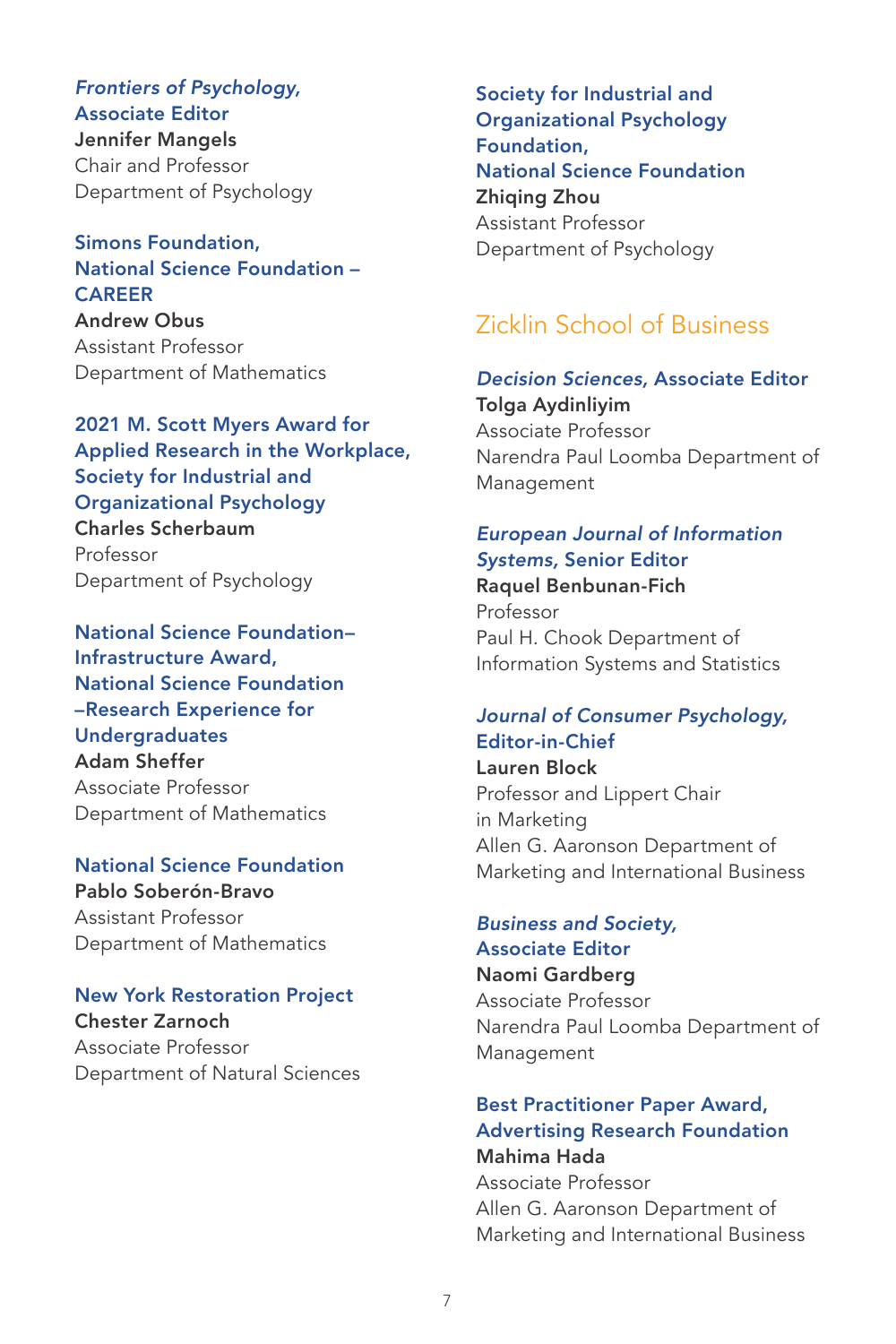***Frontiers of Psychology,* Associate Editor**
**Jennifer Mangels**
Chair and Professor
Department of Psychology

**Simons Foundation, National Science Foundation – CAREER**
**Andrew Obus**
Assistant Professor
Department of Mathematics

**2021 M. Scott Myers Award for Applied Research in the Workplace, Society for Industrial and Organizational Psychology**
**Charles Scherbaum**
Professor
Department of Psychology

**National Science Foundation–Infrastructure Award, National Science Foundation –Research Experience for Undergraduates**
**Adam Sheffer**
Associate Professor
Department of Mathematics

**National Science Foundation**
**Pablo Soberón-Bravo**
Assistant Professor
Department of Mathematics

**New York Restoration Project**
**Chester Zarnoch**
Associate Professor
Department of Natural Sciences

**Society for Industrial and Organizational Psychology Foundation, National Science Foundation**
**Zhiqing Zhou**
Assistant Professor
Department of Psychology

## Zicklin School of Business

***Decision Sciences,* Associate Editor**
**Tolga Aydinliyim**
Associate Professor
Narendra Paul Loomba Department of Management

***European Journal of Information Systems,* Senior Editor**
**Raquel Benbunan-Fich**
Professor
Paul H. Chook Department of Information Systems and Statistics

***Journal of Consumer Psychology,* Editor-in-Chief**
**Lauren Block**
Professor and Lippert Chair in Marketing
Allen G. Aaronson Department of Marketing and International Business

***Business and Society,* Associate Editor**
**Naomi Gardberg**
Associate Professor
Narendra Paul Loomba Department of Management

**Best Practitioner Paper Award, Advertising Research Foundation**
**Mahima Hada**
Associate Professor
Allen G. Aaronson Department of Marketing and International Business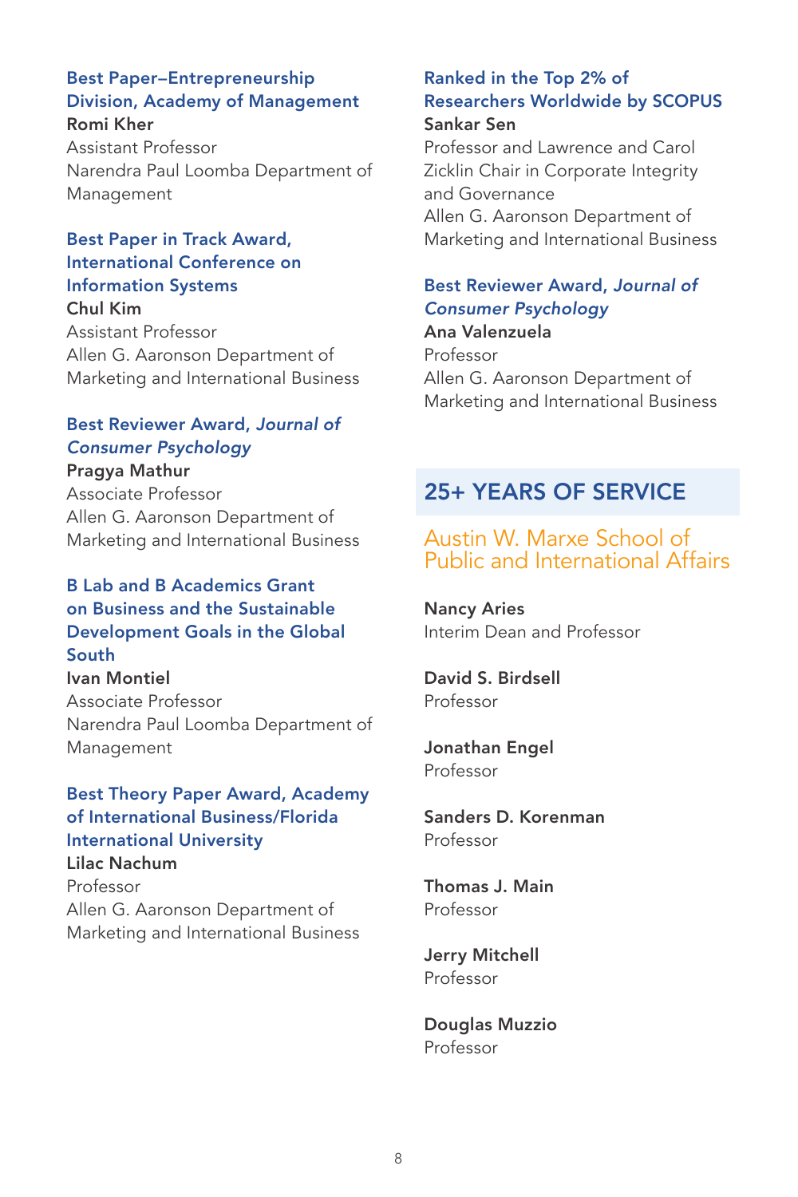### Best Paper–Entrepreneurship Division, Academy of Management

**Romi Kher**
Assistant Professor
Narendra Paul Loomba Department of Management

### Best Paper in Track Award, International Conference on Information Systems

**Chul Kim**
Assistant Professor
Allen G. Aaronson Department of Marketing and International Business

### Best Reviewer Award, *Journal of Consumer Psychology*

**Pragya Mathur**
Associate Professor
Allen G. Aaronson Department of Marketing and International Business

### B Lab and B Academics Grant on Business and the Sustainable Development Goals in the Global South

**Ivan Montiel**
Associate Professor
Narendra Paul Loomba Department of Management

### Best Theory Paper Award, Academy of International Business/Florida International University

**Lilac Nachum**
Professor
Allen G. Aaronson Department of Marketing and International Business

### Ranked in the Top 2% of Researchers Worldwide by SCOPUS

**Sankar Sen**
Professor and Lawrence and Carol Zicklin Chair in Corporate Integrity and Governance
Allen G. Aaronson Department of Marketing and International Business

### Best Reviewer Award, *Journal of Consumer Psychology*

**Ana Valenzuela**
Professor
Allen G. Aaronson Department of Marketing and International Business

## 25+ YEARS OF SERVICE

### Austin W. Marxe School of Public and International Affairs

**Nancy Aries**
Interim Dean and Professor

**David S. Birdsell**
Professor

**Jonathan Engel**
Professor

**Sanders D. Korenman**
Professor

**Thomas J. Main**
Professor

**Jerry Mitchell**
Professor

**Douglas Muzzio**
Professor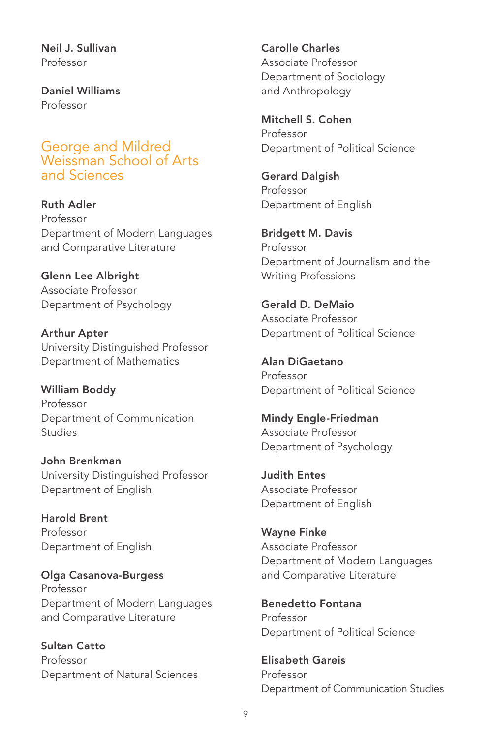**Neil J. Sullivan**
Professor

**Daniel Williams**
Professor

## George and Mildred Weissman School of Arts and Sciences

**Ruth Adler**
Professor
Department of Modern Languages and Comparative Literature

**Glenn Lee Albright**
Associate Professor
Department of Psychology

**Arthur Apter**
University Distinguished Professor
Department of Mathematics

**William Boddy**
Professor
Department of Communication Studies

**John Brenkman**
University Distinguished Professor
Department of English

**Harold Brent**
Professor
Department of English

**Olga Casanova-Burgess**
Professor
Department of Modern Languages and Comparative Literature

**Sultan Catto**
Professor
Department of Natural Sciences

**Carolle Charles**
Associate Professor
Department of Sociology and Anthropology

**Mitchell S. Cohen**
Professor
Department of Political Science

**Gerard Dalgish**
Professor
Department of English

**Bridgett M. Davis**
Professor
Department of Journalism and the Writing Professions

**Gerald D. DeMaio**
Associate Professor
Department of Political Science

**Alan DiGaetano**
Professor
Department of Political Science

**Mindy Engle-Friedman**
Associate Professor
Department of Psychology

**Judith Entes**
Associate Professor
Department of English

**Wayne Finke**
Associate Professor
Department of Modern Languages and Comparative Literature

**Benedetto Fontana**
Professor
Department of Political Science

**Elisabeth Gareis**
Professor
Department of Communication Studies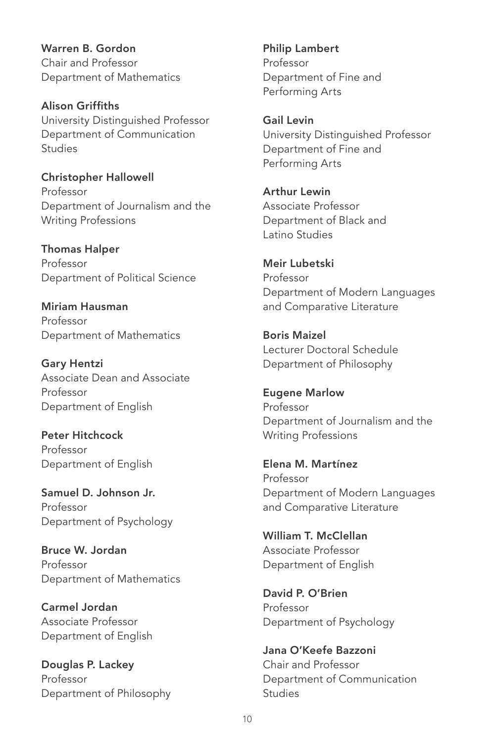**Warren B. Gordon**
Chair and Professor
Department of Mathematics

**Alison Griffiths**
University Distinguished Professor
Department of Communication Studies

**Christopher Hallowell**
Professor
Department of Journalism and the Writing Professions

**Thomas Halper**
Professor
Department of Political Science

**Miriam Hausman**
Professor
Department of Mathematics

**Gary Hentzi**
Associate Dean and Associate Professor
Department of English

**Peter Hitchcock**
Professor
Department of English

**Samuel D. Johnson Jr.**
Professor
Department of Psychology

**Bruce W. Jordan**
Professor
Department of Mathematics

**Carmel Jordan**
Associate Professor
Department of English

**Douglas P. Lackey**
Professor
Department of Philosophy

**Philip Lambert**
Professor
Department of Fine and Performing Arts

**Gail Levin**
University Distinguished Professor
Department of Fine and Performing Arts

**Arthur Lewin**
Associate Professor
Department of Black and Latino Studies

**Meir Lubetski**
Professor
Department of Modern Languages and Comparative Literature

**Boris Maizel**
Lecturer Doctoral Schedule
Department of Philosophy

**Eugene Marlow**
Professor
Department of Journalism and the Writing Professions

**Elena M. Martínez**
Professor
Department of Modern Languages and Comparative Literature

**William T. McClellan**
Associate Professor
Department of English

**David P. O'Brien**
Professor
Department of Psychology

**Jana O'Keefe Bazzoni**
Chair and Professor
Department of Communication Studies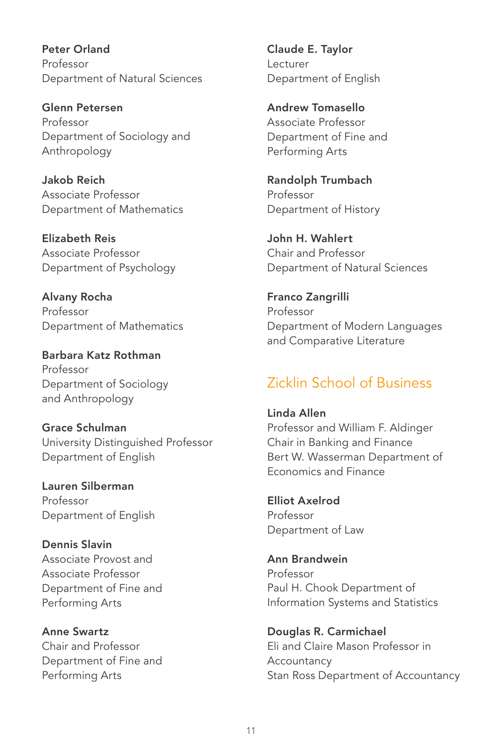**Peter Orland**
Professor
Department of Natural Sciences

**Glenn Petersen**
Professor
Department of Sociology and Anthropology

**Jakob Reich**
Associate Professor
Department of Mathematics

**Elizabeth Reis**
Associate Professor
Department of Psychology

**Alvany Rocha**
Professor
Department of Mathematics

**Barbara Katz Rothman**
Professor
Department of Sociology and Anthropology

**Grace Schulman**
University Distinguished Professor
Department of English

**Lauren Silberman**
Professor
Department of English

**Dennis Slavin**
Associate Provost and Associate Professor
Department of Fine and Performing Arts

**Anne Swartz**
Chair and Professor
Department of Fine and Performing Arts

**Claude E. Taylor**
Lecturer
Department of English

**Andrew Tomasello**
Associate Professor
Department of Fine and Performing Arts

**Randolph Trumbach**
Professor
Department of History

**John H. Wahlert**
Chair and Professor
Department of Natural Sciences

**Franco Zangrilli**
Professor
Department of Modern Languages and Comparative Literature

## Zicklin School of Business

**Linda Allen**
Professor and William F. Aldinger Chair in Banking and Finance
Bert W. Wasserman Department of Economics and Finance

**Elliot Axelrod**
Professor
Department of Law

**Ann Brandwein**
Professor
Paul H. Chook Department of Information Systems and Statistics

**Douglas R. Carmichael**
Eli and Claire Mason Professor in Accountancy
Stan Ross Department of Accountancy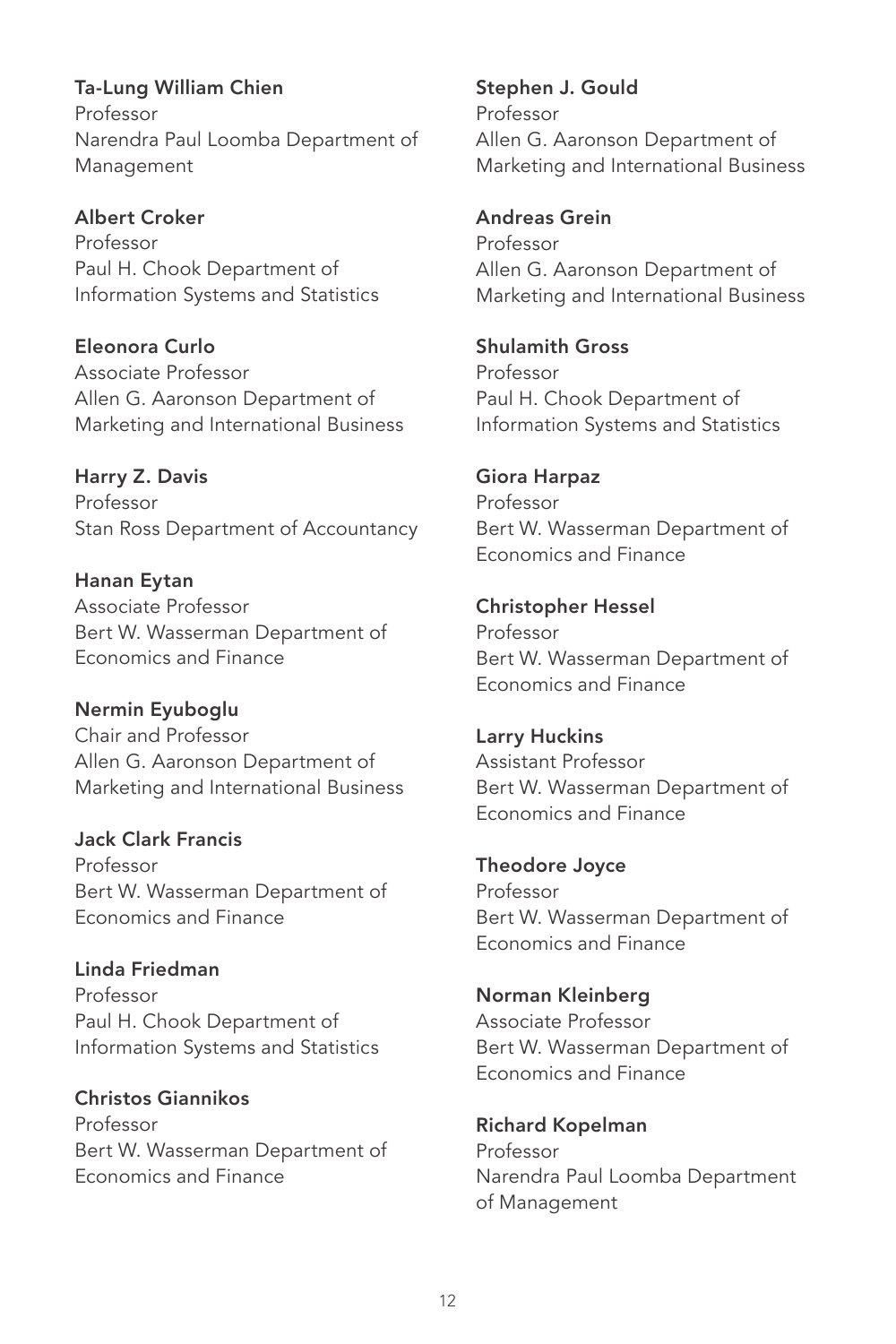**Ta-Lung William Chien**
Professor
Narendra Paul Loomba Department of Management

**Albert Croker**
Professor
Paul H. Chook Department of Information Systems and Statistics

**Eleonora Curlo**
Associate Professor
Allen G. Aaronson Department of Marketing and International Business

**Harry Z. Davis**
Professor
Stan Ross Department of Accountancy

**Hanan Eytan**
Associate Professor
Bert W. Wasserman Department of Economics and Finance

**Nermin Eyuboglu**
Chair and Professor
Allen G. Aaronson Department of Marketing and International Business

**Jack Clark Francis**
Professor
Bert W. Wasserman Department of Economics and Finance

**Linda Friedman**
Professor
Paul H. Chook Department of Information Systems and Statistics

**Christos Giannikos**
Professor
Bert W. Wasserman Department of Economics and Finance

**Stephen J. Gould**
Professor
Allen G. Aaronson Department of Marketing and International Business

**Andreas Grein**
Professor
Allen G. Aaronson Department of Marketing and International Business

**Shulamith Gross**
Professor
Paul H. Chook Department of Information Systems and Statistics

**Giora Harpaz**
Professor
Bert W. Wasserman Department of Economics and Finance

**Christopher Hessel**
Professor
Bert W. Wasserman Department of Economics and Finance

**Larry Huckins**
Assistant Professor
Bert W. Wasserman Department of Economics and Finance

**Theodore Joyce**
Professor
Bert W. Wasserman Department of Economics and Finance

**Norman Kleinberg**
Associate Professor
Bert W. Wasserman Department of Economics and Finance

**Richard Kopelman**
Professor
Narendra Paul Loomba Department of Management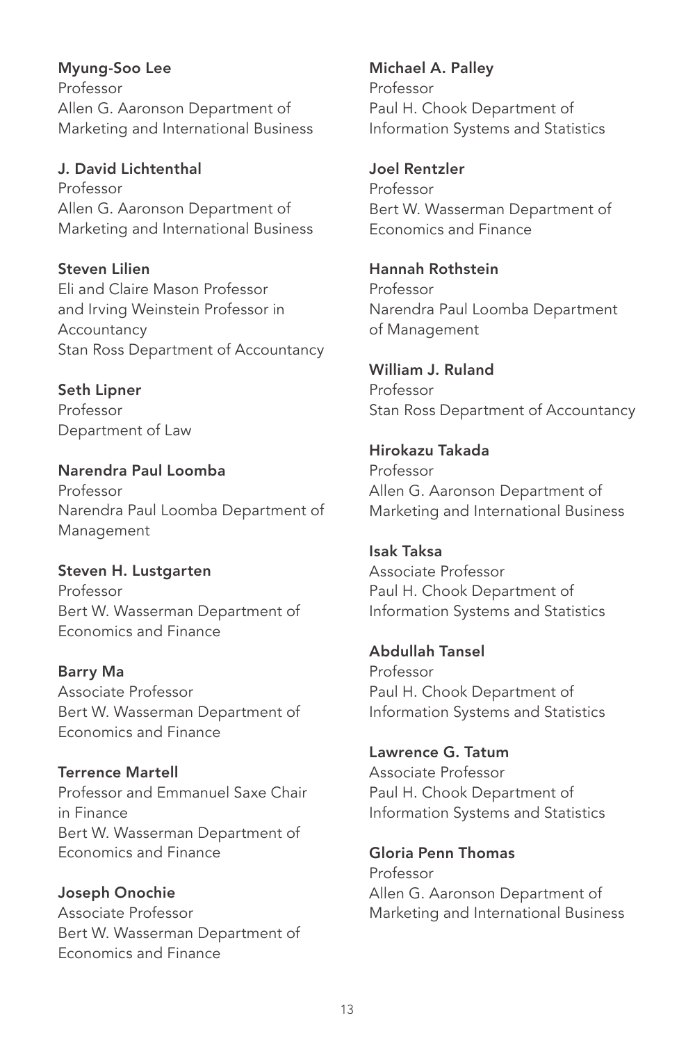**Myung-Soo Lee**
Professor
Allen G. Aaronson Department of Marketing and International Business

**J. David Lichtenthal**
Professor
Allen G. Aaronson Department of Marketing and International Business

**Steven Lilien**
Eli and Claire Mason Professor and Irving Weinstein Professor in Accountancy
Stan Ross Department of Accountancy

**Seth Lipner**
Professor
Department of Law

**Narendra Paul Loomba**
Professor
Narendra Paul Loomba Department of Management

**Steven H. Lustgarten**
Professor
Bert W. Wasserman Department of Economics and Finance

**Barry Ma**
Associate Professor
Bert W. Wasserman Department of Economics and Finance

**Terrence Martell**
Professor and Emmanuel Saxe Chair in Finance
Bert W. Wasserman Department of Economics and Finance

**Joseph Onochie**
Associate Professor
Bert W. Wasserman Department of Economics and Finance

**Michael A. Palley**
Professor
Paul H. Chook Department of Information Systems and Statistics

**Joel Rentzler**
Professor
Bert W. Wasserman Department of Economics and Finance

**Hannah Rothstein**
Professor
Narendra Paul Loomba Department of Management

**William J. Ruland**
Professor
Stan Ross Department of Accountancy

**Hirokazu Takada**
Professor
Allen G. Aaronson Department of Marketing and International Business

**Isak Taksa**
Associate Professor
Paul H. Chook Department of Information Systems and Statistics

**Abdullah Tansel**
Professor
Paul H. Chook Department of Information Systems and Statistics

**Lawrence G. Tatum**
Associate Professor
Paul H. Chook Department of Information Systems and Statistics

**Gloria Penn Thomas**
Professor
Allen G. Aaronson Department of Marketing and International Business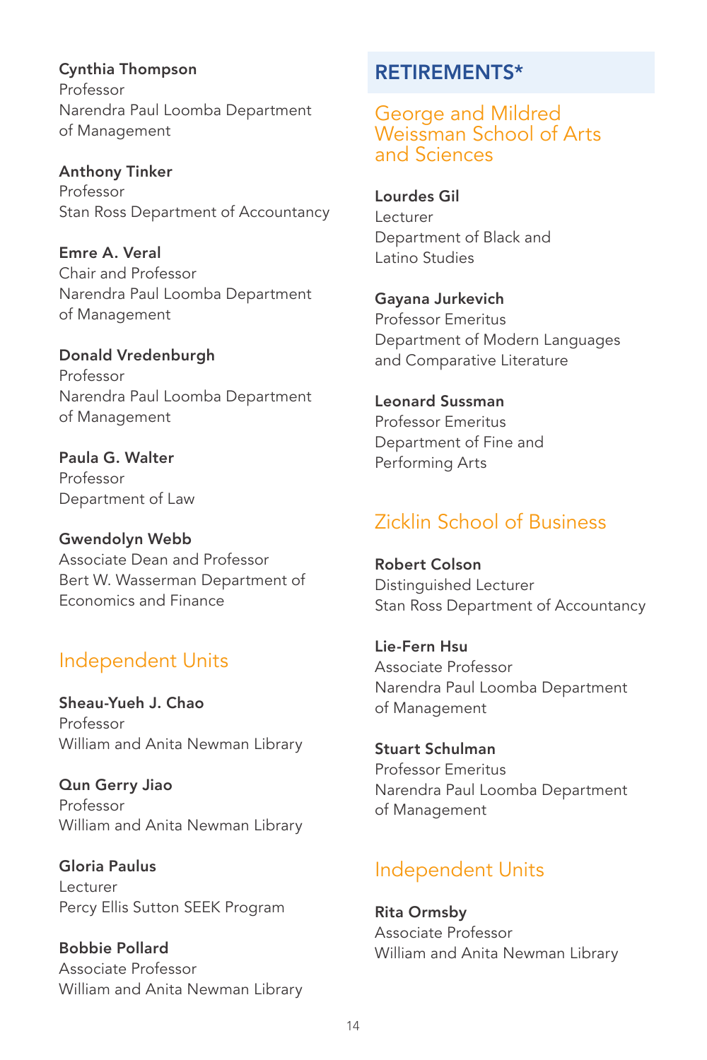**Cynthia Thompson**
Professor
Narendra Paul Loomba Department of Management

**Anthony Tinker**
Professor
Stan Ross Department of Accountancy

**Emre A. Veral**
Chair and Professor
Narendra Paul Loomba Department of Management

**Donald Vredenburgh**
Professor
Narendra Paul Loomba Department of Management

**Paula G. Walter**
Professor
Department of Law

**Gwendolyn Webb**
Associate Dean and Professor
Bert W. Wasserman Department of Economics and Finance

## Independent Units

**Sheau-Yueh J. Chao**
Professor
William and Anita Newman Library

**Qun Gerry Jiao**
Professor
William and Anita Newman Library

**Gloria Paulus**
Lecturer
Percy Ellis Sutton SEEK Program

**Bobbie Pollard**
Associate Professor
William and Anita Newman Library

# RETIREMENTS*

## George and Mildred Weissman School of Arts and Sciences

**Lourdes Gil**
Lecturer
Department of Black and Latino Studies

**Gayana Jurkevich**
Professor Emeritus
Department of Modern Languages and Comparative Literature

**Leonard Sussman**
Professor Emeritus
Department of Fine and Performing Arts

## Zicklin School of Business

**Robert Colson**
Distinguished Lecturer
Stan Ross Department of Accountancy

**Lie-Fern Hsu**
Associate Professor
Narendra Paul Loomba Department of Management

**Stuart Schulman**
Professor Emeritus
Narendra Paul Loomba Department of Management

## Independent Units

**Rita Ormsby**
Associate Professor
William and Anita Newman Library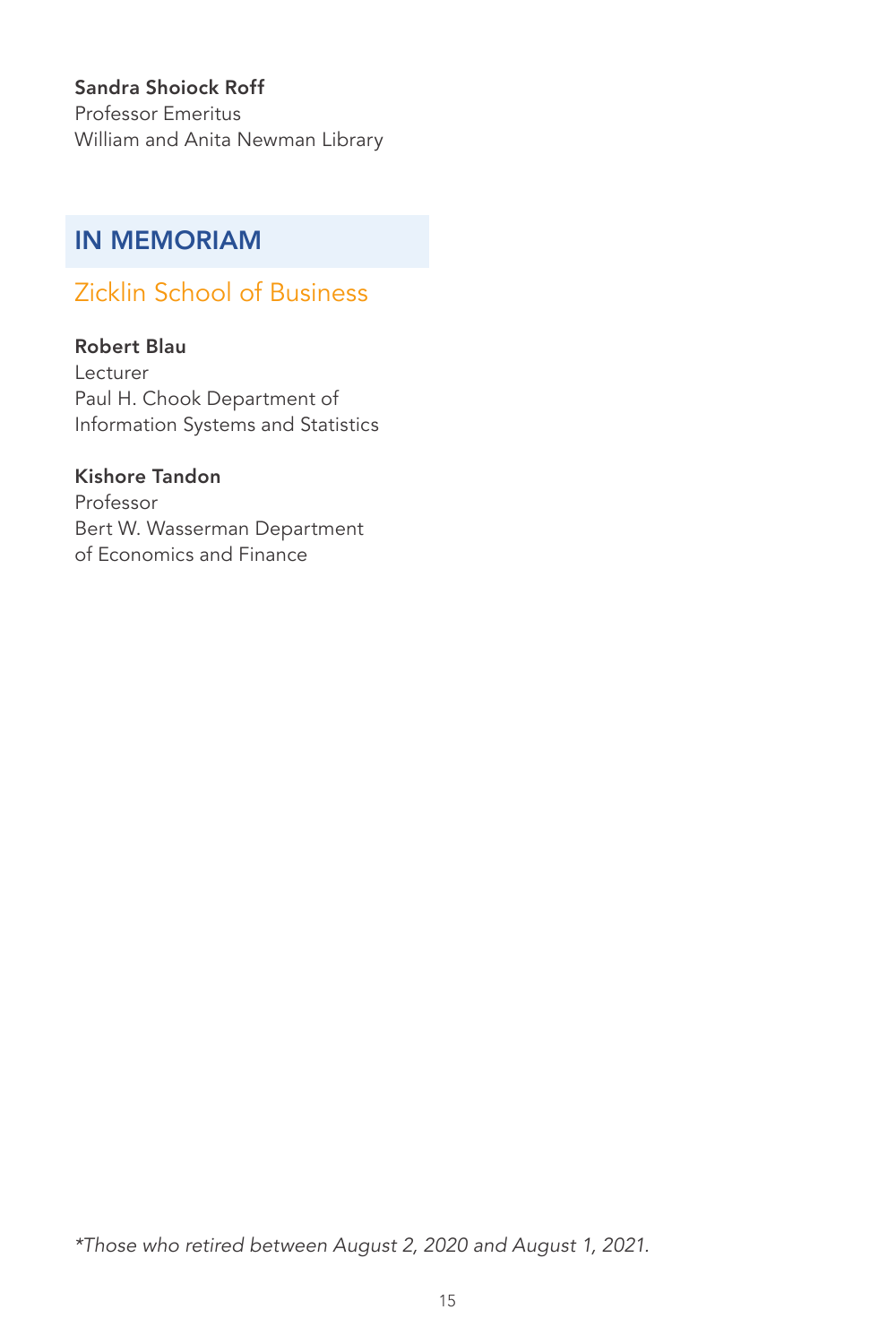**Sandra Shoiock Roff**
Professor Emeritus
William and Anita Newman Library

## IN MEMORIAM

### Zicklin School of Business

**Robert Blau**
Lecturer
Paul H. Chook Department of
Information Systems and Statistics

**Kishore Tandon**
Professor
Bert W. Wasserman Department
of Economics and Finance

*\*Those who retired between August 2, 2020 and August 1, 2021.*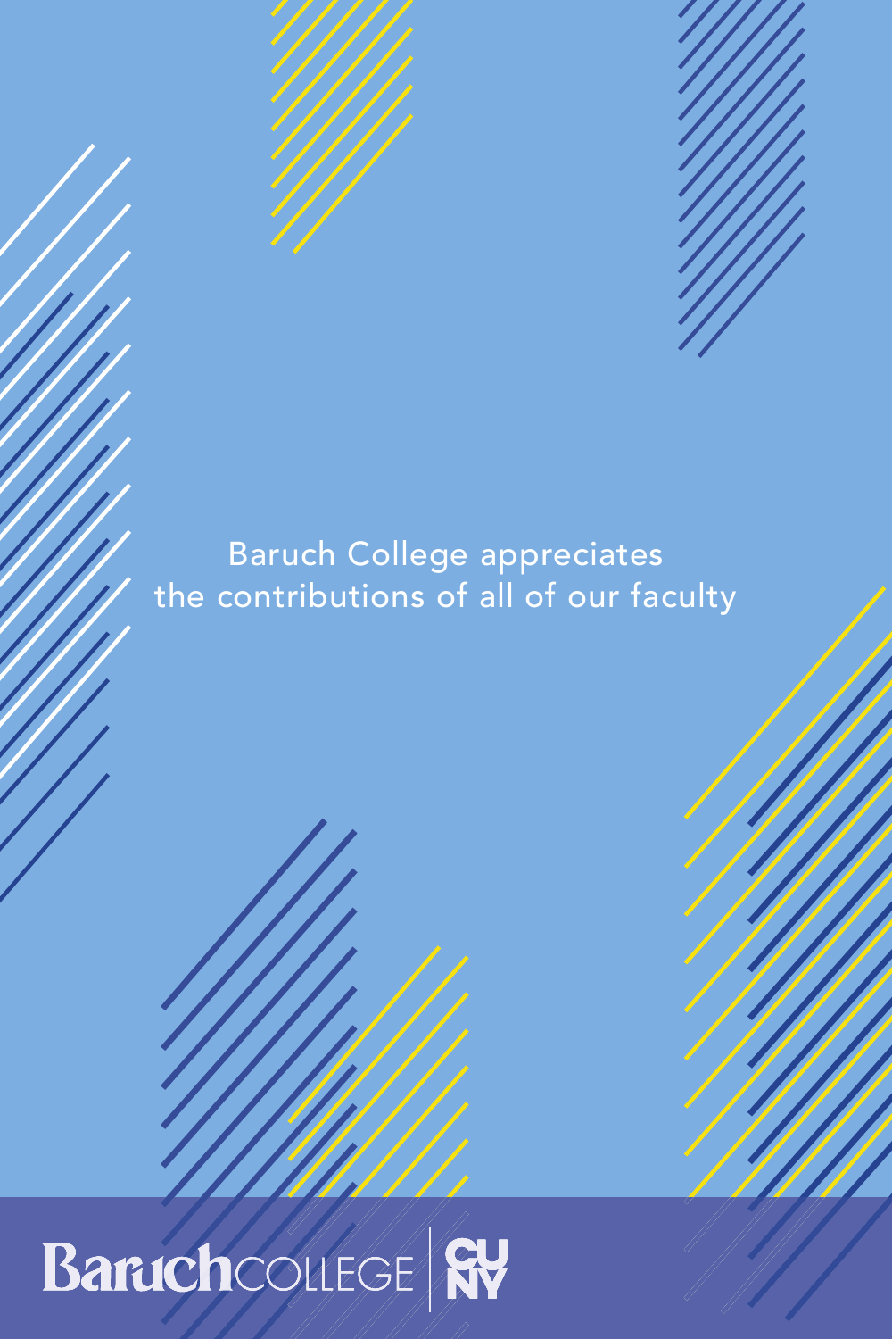Baruch College appreciates
the contributions of all of our faculty

Baruch COLLEGE | CUNY